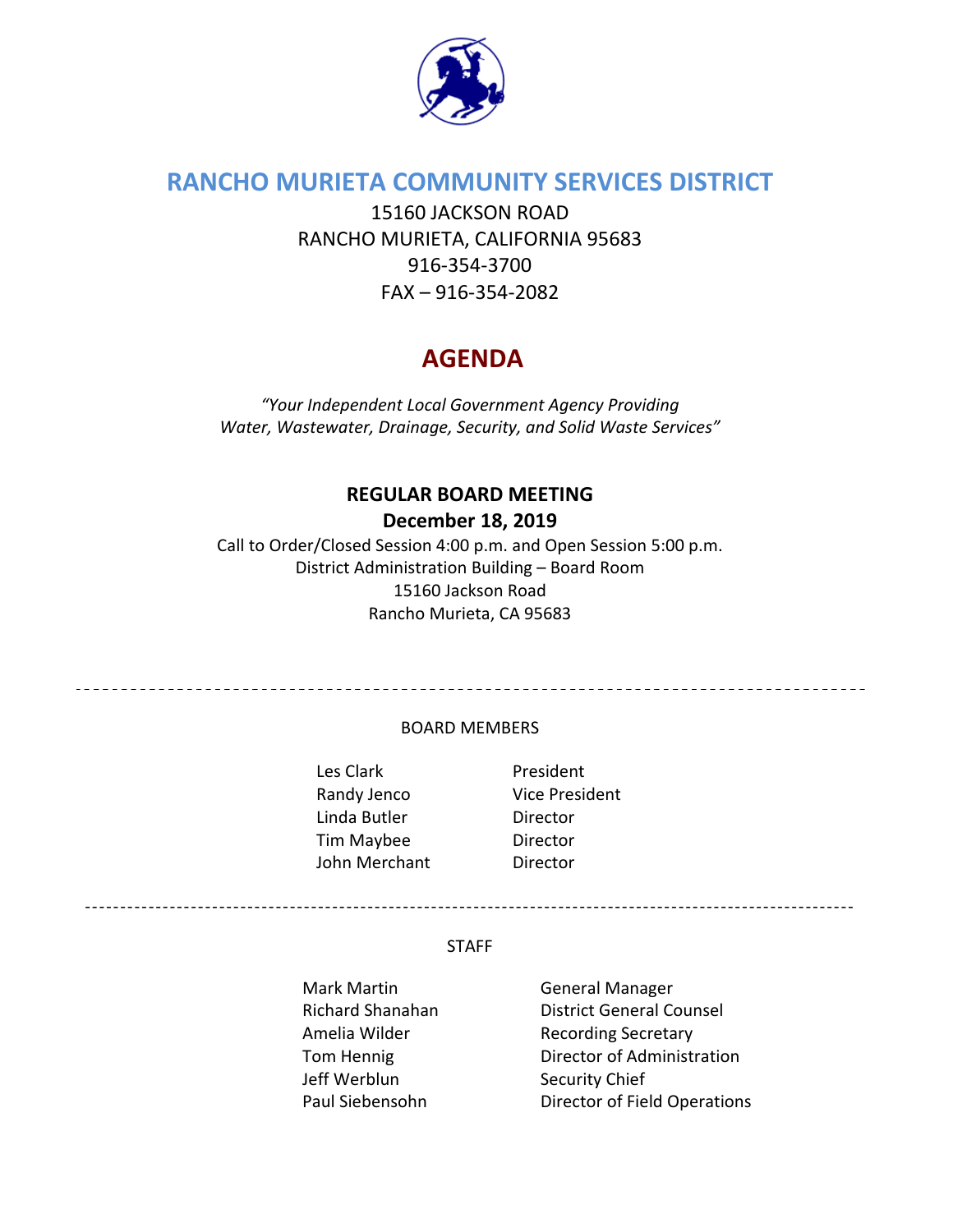# RANCHO MURIETA COMMUNITY SERVICES DISTRICT

15160 JACKSON ROAD
RANCHO MURIETA, CALIFORNIA 95683
916-354-3700
FAX – 916-354-2082

# AGENDA

*"Your Independent Local Government Agency Providing Water, Wastewater, Drainage, Security, and Solid Waste Services"*

**REGULAR BOARD MEETING**

**December 18, 2019**

Call to Order/Closed Session 4:00 p.m. and Open Session 5:00 p.m.
District Administration Building – Board Room
15160 Jackson Road
Rancho Murieta, CA 95683

---

BOARD MEMBERS

| | |
|---|---|
| Les Clark | President |
| Randy Jenco | Vice President |
| Linda Butler | Director |
| Tim Maybee | Director |
| John Merchant | Director |

---

STAFF

| | |
|---|---|
| Mark Martin | General Manager |
| Richard Shanahan | District General Counsel |
| Amelia Wilder | Recording Secretary |
| Tom Hennig | Director of Administration |
| Jeff Werblun | Security Chief |
| Paul Siebensohn | Director of Field Operations |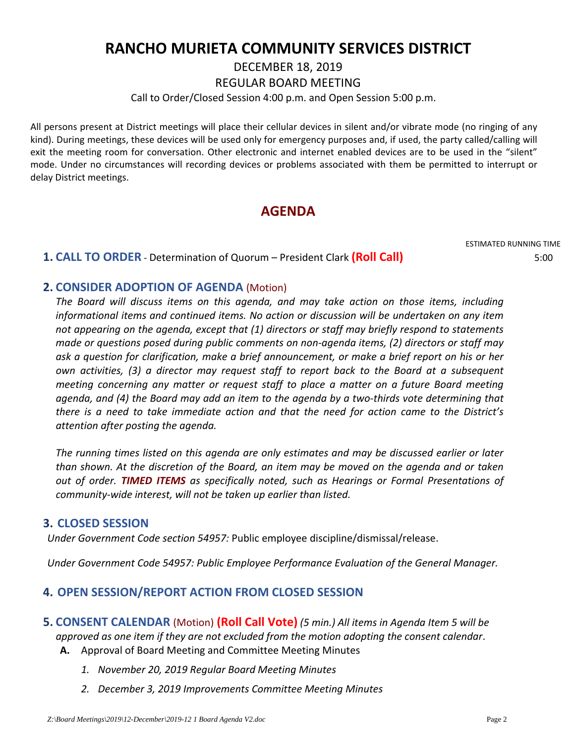# RANCHO MURIETA COMMUNITY SERVICES DISTRICT

DECEMBER 18, 2019

REGULAR BOARD MEETING

Call to Order/Closed Session 4:00 p.m. and Open Session 5:00 p.m.

All persons present at District meetings will place their cellular devices in silent and/or vibrate mode (no ringing of any kind). During meetings, these devices will be used only for emergency purposes and, if used, the party called/calling will exit the meeting room for conversation. Other electronic and internet enabled devices are to be used in the "silent" mode. Under no circumstances will recording devices or problems associated with them be permitted to interrupt or delay District meetings.

## AGENDA

ESTIMATED RUNNING TIME

**1. CALL TO ORDER** - Determination of Quorum – President Clark **(Roll Call)** 5:00

**2. CONSIDER ADOPTION OF AGENDA** (Motion)

*The Board will discuss items on this agenda, and may take action on those items, including informational items and continued items. No action or discussion will be undertaken on any item not appearing on the agenda, except that (1) directors or staff may briefly respond to statements made or questions posed during public comments on non-agenda items, (2) directors or staff may ask a question for clarification, make a brief announcement, or make a brief report on his or her own activities, (3) a director may request staff to report back to the Board at a subsequent meeting concerning any matter or request staff to place a matter on a future Board meeting agenda, and (4) the Board may add an item to the agenda by a two-thirds vote determining that there is a need to take immediate action and that the need for action came to the District's attention after posting the agenda.*

*The running times listed on this agenda are only estimates and may be discussed earlier or later than shown. At the discretion of the Board, an item may be moved on the agenda and or taken out of order.* ***TIMED ITEMS*** *as specifically noted, such as Hearings or Formal Presentations of community-wide interest, will not be taken up earlier than listed.*

**3. CLOSED SESSION**

*Under Government Code section 54957:* Public employee discipline/dismissal/release.

*Under Government Code 54957: Public Employee Performance Evaluation of the General Manager.*

**4. OPEN SESSION/REPORT ACTION FROM CLOSED SESSION**

**5. CONSENT CALENDAR** (Motion) **(Roll Call Vote)** *(5 min.) All items in Agenda Item 5 will be approved as one item if they are not excluded from the motion adopting the consent calendar*.

**A.** Approval of Board Meeting and Committee Meeting Minutes

1. *November 20, 2019 Regular Board Meeting Minutes*
2. *December 3, 2019 Improvements Committee Meeting Minutes*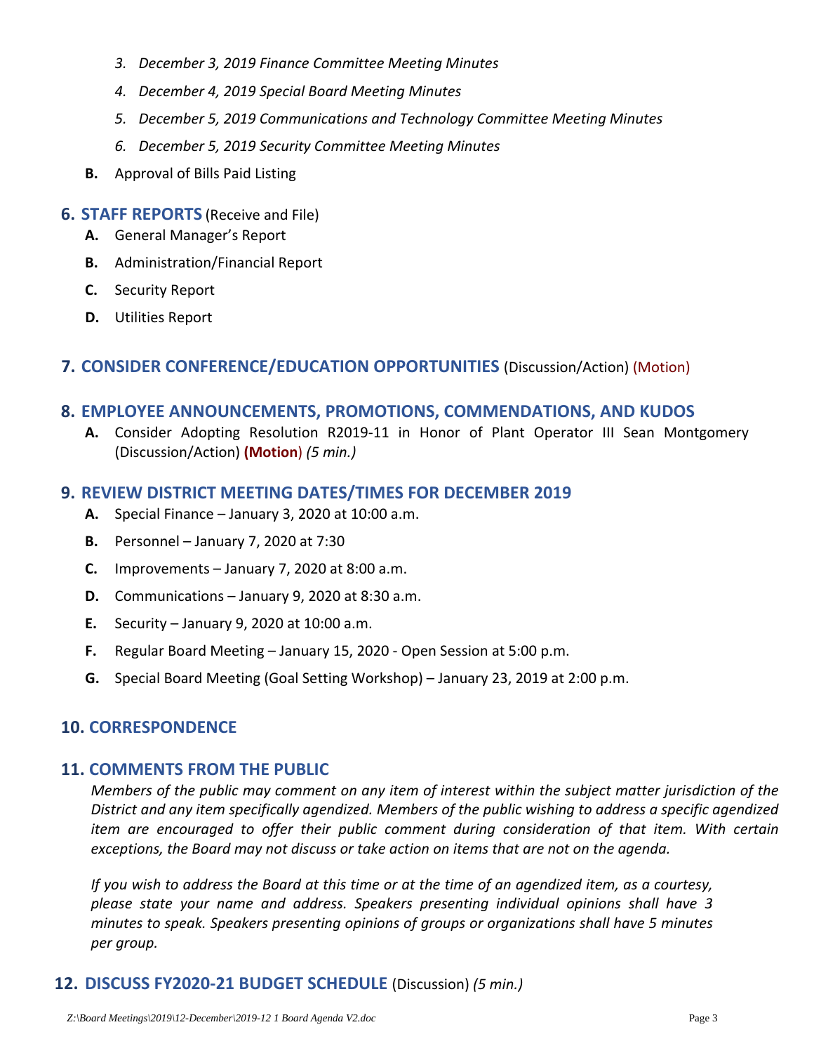3. *December 3, 2019 Finance Committee Meeting Minutes*
4. *December 4, 2019 Special Board Meeting Minutes*
5. *December 5, 2019 Communications and Technology Committee Meeting Minutes*
6. *December 5, 2019 Security Committee Meeting Minutes*

**B.** Approval of Bills Paid Listing

## 6. STAFF REPORTS (Receive and File)

**A.** General Manager's Report

**B.** Administration/Financial Report

**C.** Security Report

**D.** Utilities Report

## 7. CONSIDER CONFERENCE/EDUCATION OPPORTUNITIES (Discussion/Action) (Motion)

## 8. EMPLOYEE ANNOUNCEMENTS, PROMOTIONS, COMMENDATIONS, AND KUDOS

**A.** Consider Adopting Resolution R2019-11 in Honor of Plant Operator III Sean Montgomery (Discussion/Action) **(Motion)** *(5 min.)*

## 9. REVIEW DISTRICT MEETING DATES/TIMES FOR DECEMBER 2019

**A.** Special Finance – January 3, 2020 at 10:00 a.m.

**B.** Personnel – January 7, 2020 at 7:30

**C.** Improvements – January 7, 2020 at 8:00 a.m.

**D.** Communications – January 9, 2020 at 8:30 a.m.

**E.** Security – January 9, 2020 at 10:00 a.m.

**F.** Regular Board Meeting – January 15, 2020 - Open Session at 5:00 p.m.

**G.** Special Board Meeting (Goal Setting Workshop) – January 23, 2019 at 2:00 p.m.

## 10. CORRESPONDENCE

## 11. COMMENTS FROM THE PUBLIC

*Members of the public may comment on any item of interest within the subject matter jurisdiction of the District and any item specifically agendized. Members of the public wishing to address a specific agendized item are encouraged to offer their public comment during consideration of that item. With certain exceptions, the Board may not discuss or take action on items that are not on the agenda.*

*If you wish to address the Board at this time or at the time of an agendized item, as a courtesy, please state your name and address. Speakers presenting individual opinions shall have 3 minutes to speak. Speakers presenting opinions of groups or organizations shall have 5 minutes per group.*

## 12. DISCUSS FY2020-21 BUDGET SCHEDULE (Discussion) *(5 min.)*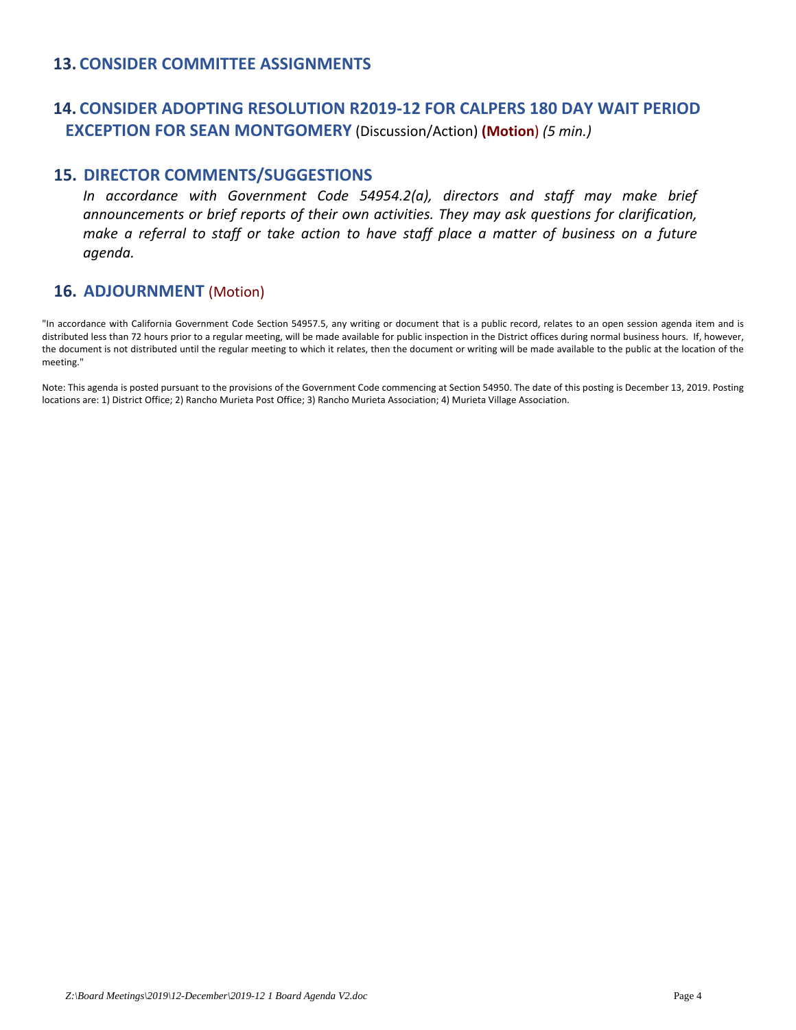## 13. CONSIDER COMMITTEE ASSIGNMENTS

## 14. CONSIDER ADOPTING RESOLUTION R2019-12 FOR CALPERS 180 DAY WAIT PERIOD EXCEPTION FOR SEAN MONTGOMERY (Discussion/Action) **(Motion)** *(5 min.)*

## 15. DIRECTOR COMMENTS/SUGGESTIONS

*In accordance with Government Code 54954.2(a), directors and staff may make brief announcements or brief reports of their own activities. They may ask questions for clarification, make a referral to staff or take action to have staff place a matter of business on a future agenda.*

## 16. ADJOURNMENT (Motion)

"In accordance with California Government Code Section 54957.5, any writing or document that is a public record, relates to an open session agenda item and is distributed less than 72 hours prior to a regular meeting, will be made available for public inspection in the District offices during normal business hours. If, however, the document is not distributed until the regular meeting to which it relates, then the document or writing will be made available to the public at the location of the meeting."

Note: This agenda is posted pursuant to the provisions of the Government Code commencing at Section 54950. The date of this posting is December 13, 2019. Posting locations are: 1) District Office; 2) Rancho Murieta Post Office; 3) Rancho Murieta Association; 4) Murieta Village Association.